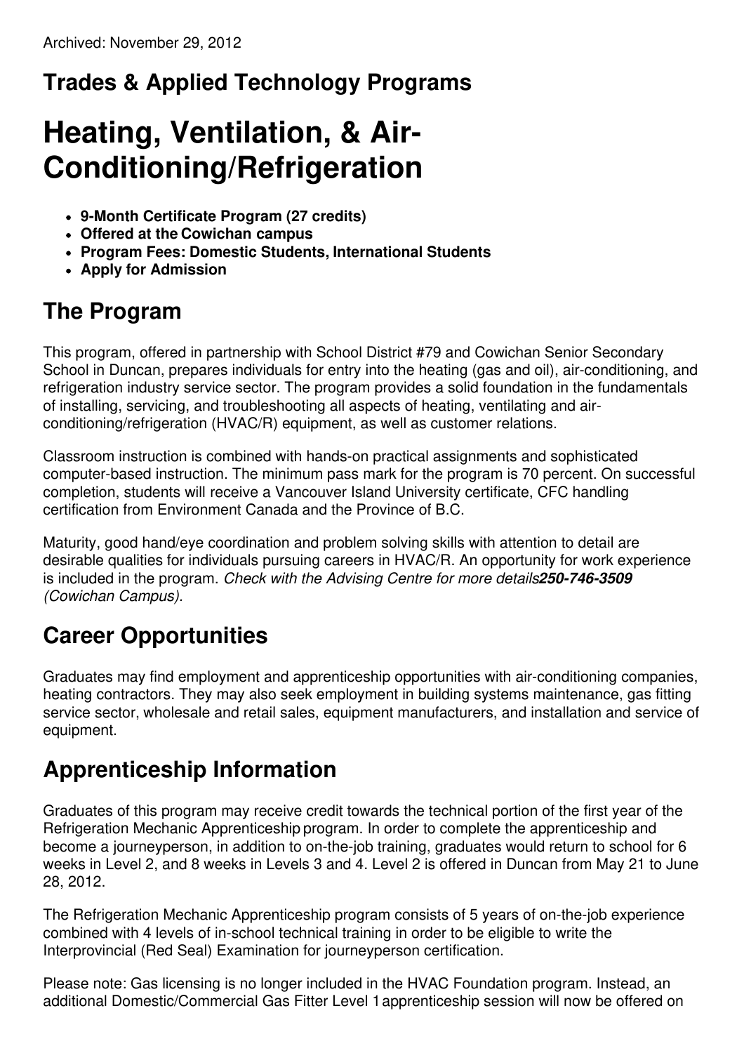Archived: November 29, 2012

## Trades & Applied Technology Programs

# Heating, Ventilation, & Air-Conditioning/Refrigeration

- **9-Month Certificate Program (27 credits)**
- **Offered at the Cowichan campus**
- **Program Fees: Domestic Students, International Students**
- **Apply for Admission**

## The Program

This program, offered in partnership with School District #79 and Cowichan Senior Secondary School in Duncan, prepares individuals for entry into the heating (gas and oil), air-conditioning, and refrigeration industry service sector. The program provides a solid foundation in the fundamentals of installing, servicing, and troubleshooting all aspects of heating, ventilating and air-conditioning/refrigeration (HVAC/R) equipment, as well as customer relations.

Classroom instruction is combined with hands-on practical assignments and sophisticated computer-based instruction. The minimum pass mark for the program is 70 percent. On successful completion, students will receive a Vancouver Island University certificate, CFC handling certification from Environment Canada and the Province of B.C.

Maturity, good hand/eye coordination and problem solving skills with attention to detail are desirable qualities for individuals pursuing careers in HVAC/R. An opportunity for work experience is included in the program. *Check with the Advising Centre for more details* ***250-746-3509*** *(Cowichan Campus).*

## Career Opportunities

Graduates may find employment and apprenticeship opportunities with air-conditioning companies, heating contractors. They may also seek employment in building systems maintenance, gas fitting service sector, wholesale and retail sales, equipment manufacturers, and installation and service of equipment.

## Apprenticeship Information

Graduates of this program may receive credit towards the technical portion of the first year of the Refrigeration Mechanic Apprenticeship program. In order to complete the apprenticeship and become a journeyperson, in addition to on-the-job training, graduates would return to school for 6 weeks in Level 2, and 8 weeks in Levels 3 and 4. Level 2 is offered in Duncan from May 21 to June 28, 2012.

The Refrigeration Mechanic Apprenticeship program consists of 5 years of on-the-job experience combined with 4 levels of in-school technical training in order to be eligible to write the Interprovincial (Red Seal) Examination for journeyperson certification.

Please note: Gas licensing is no longer included in the HVAC Foundation program. Instead, an additional Domestic/Commercial Gas Fitter Level 1 apprenticeship session will now be offered on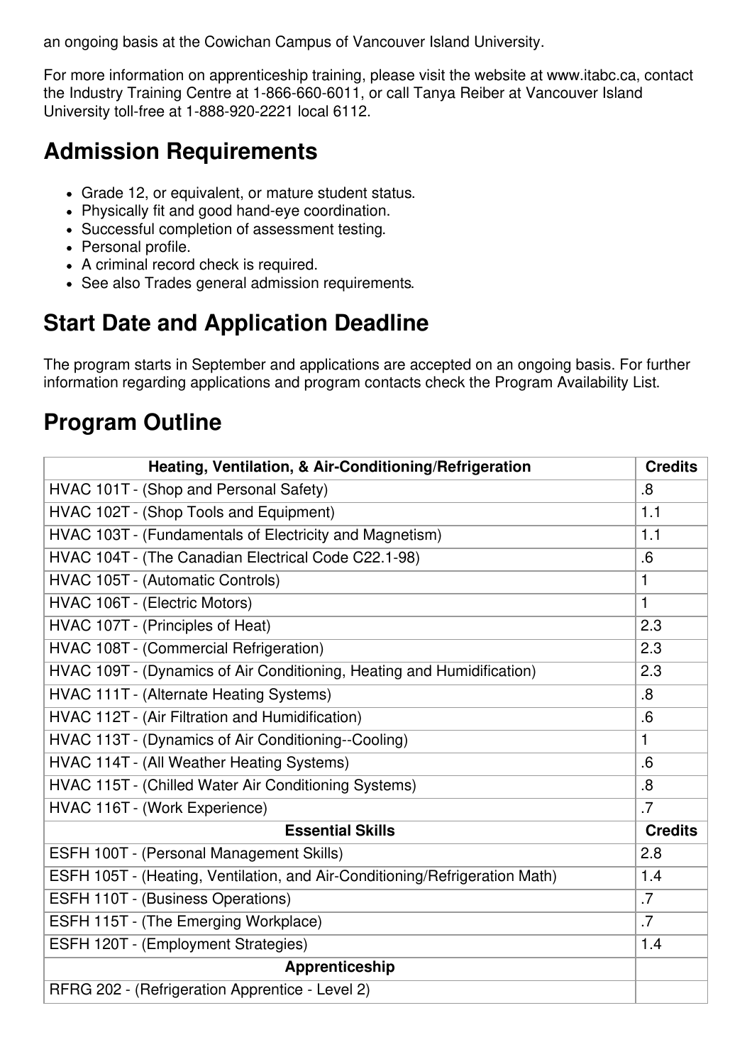an ongoing basis at the Cowichan Campus of Vancouver Island University.

For more information on apprenticeship training, please visit the website at www.itabc.ca, contact the Industry Training Centre at 1-866-660-6011, or call Tanya Reiber at Vancouver Island University toll-free at 1-888-920-2221 local 6112.

## Admission Requirements

- Grade 12, or equivalent, or mature student status.
- Physically fit and good hand-eye coordination.
- Successful completion of assessment testing.
- Personal profile.
- A criminal record check is required.
- See also Trades general admission requirements.

## Start Date and Application Deadline

The program starts in September and applications are accepted on an ongoing basis. For further information regarding applications and program contacts check the Program Availability List.

## Program Outline

| Heating, Ventilation, & Air-Conditioning/Refrigeration | Credits |
|---|---|
| HVAC 101T - (Shop and Personal Safety) | .8 |
| HVAC 102T - (Shop Tools and Equipment) | 1.1 |
| HVAC 103T - (Fundamentals of Electricity and Magnetism) | 1.1 |
| HVAC 104T - (The Canadian Electrical Code C22.1-98) | .6 |
| HVAC 105T - (Automatic Controls) | 1 |
| HVAC 106T - (Electric Motors) | 1 |
| HVAC 107T - (Principles of Heat) | 2.3 |
| HVAC 108T - (Commercial Refrigeration) | 2.3 |
| HVAC 109T - (Dynamics of Air Conditioning, Heating and Humidification) | 2.3 |
| HVAC 111T - (Alternate Heating Systems) | .8 |
| HVAC 112T - (Air Filtration and Humidification) | .6 |
| HVAC 113T - (Dynamics of Air Conditioning--Cooling) | 1 |
| HVAC 114T - (All Weather Heating Systems) | .6 |
| HVAC 115T - (Chilled Water Air Conditioning Systems) | .8 |
| HVAC 116T - (Work Experience) | .7 |
| **Essential Skills** | **Credits** |
| ESFH 100T - (Personal Management Skills) | 2.8 |
| ESFH 105T - (Heating, Ventilation, and Air-Conditioning/Refrigeration Math) | 1.4 |
| ESFH 110T - (Business Operations) | .7 |
| ESFH 115T - (The Emerging Workplace) | .7 |
| ESFH 120T - (Employment Strategies) | 1.4 |
| **Apprenticeship** | |
| RFRG 202 - (Refrigeration Apprentice - Level 2) | |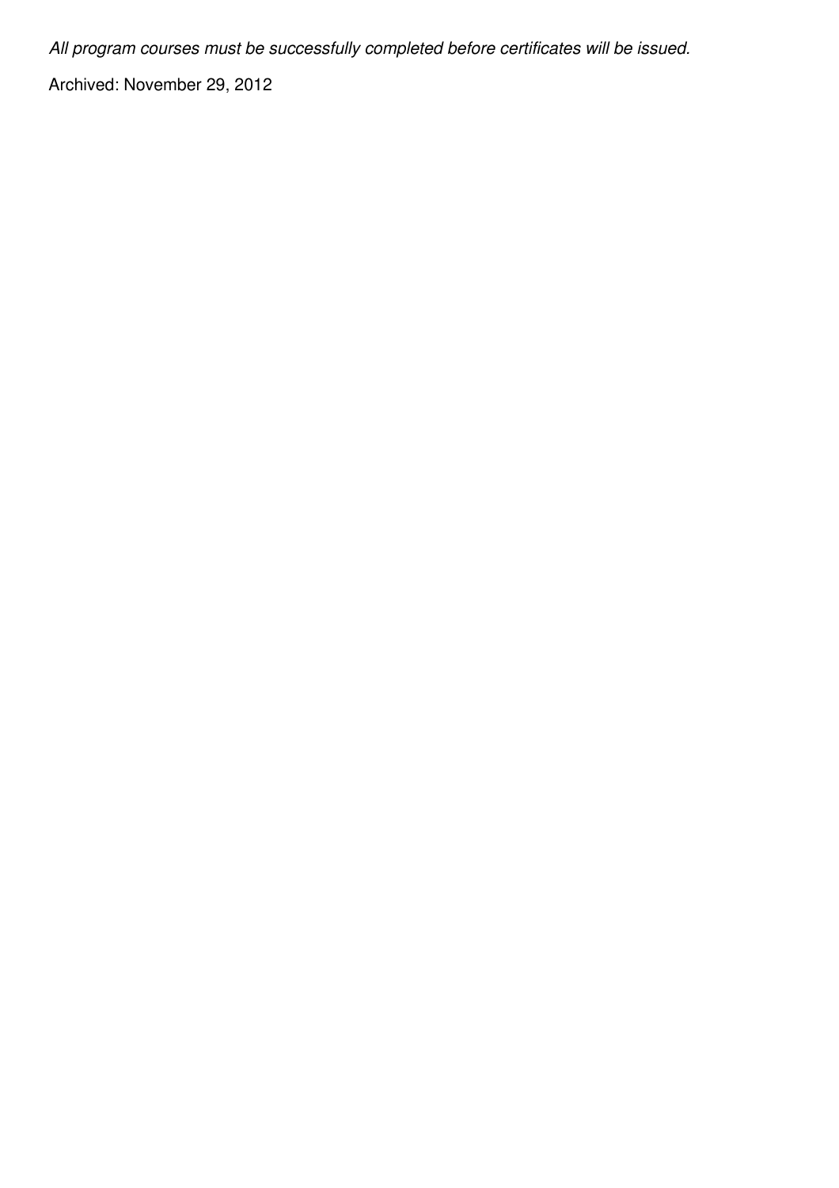*All program courses must be successfully completed before certificates will be issued.*

Archived: November 29, 2012